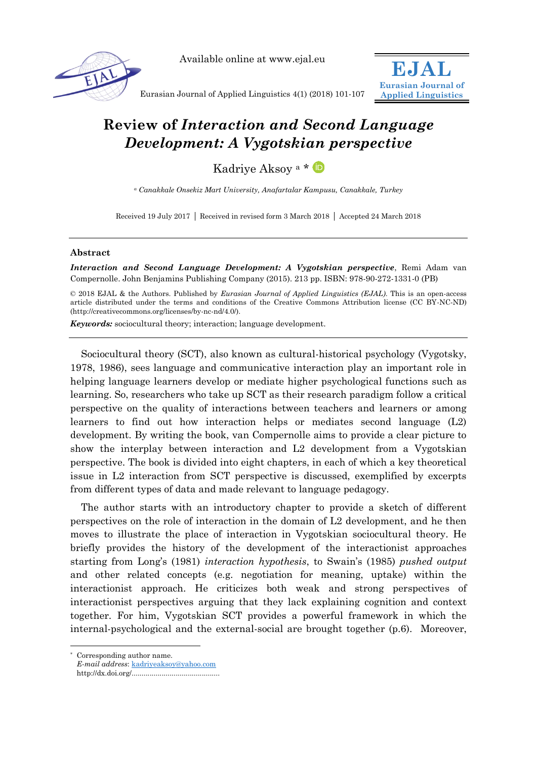Available online at www.ejal.eu

# Review of *Interaction and Second Language Development: A Vygotskian perspective*

Kadriye Aksoy [a] *

[a] *Canakkale Onsekiz Mart University, Anafartalar Kampusu, Canakkale, Turkey*

Received 19 July 2017 | Received in revised form 3 March 2018 | Accepted 24 March 2018

### Abstract

***Interaction and Second Language Development: A Vygotskian perspective***, Remi Adam van Compernolle. John Benjamins Publishing Company (2015). 213 pp. ISBN: 978-90-272-1331-0 (PB)

© 2018 EJAL & the Authors. Published by *Eurasian Journal of Applied Linguistics (EJAL)*. This is an open-access article distributed under the terms and conditions of the Creative Commons Attribution license (CC BY-NC-ND) (http://creativecommons.org/licenses/by-nc-nd/4.0/).

***Keywords:*** sociocultural theory; interaction; language development.

Sociocultural theory (SCT), also known as cultural-historical psychology (Vygotsky, 1978, 1986), sees language and communicative interaction play an important role in helping language learners develop or mediate higher psychological functions such as learning. So, researchers who take up SCT as their research paradigm follow a critical perspective on the quality of interactions between teachers and learners or among learners to find out how interaction helps or mediates second language (L2) development. By writing the book, van Compernolle aims to provide a clear picture to show the interplay between interaction and L2 development from a Vygotskian perspective. The book is divided into eight chapters, in each of which a key theoretical issue in L2 interaction from SCT perspective is discussed, exemplified by excerpts from different types of data and made relevant to language pedagogy.

The author starts with an introductory chapter to provide a sketch of different perspectives on the role of interaction in the domain of L2 development, and he then moves to illustrate the place of interaction in Vygotskian sociocultural theory. He briefly provides the history of the development of the interactionist approaches starting from Long's (1981) *interaction hypothesis*, to Swain's (1985) *pushed output* and other related concepts (e.g. negotiation for meaning, uptake) within the interactionist approach. He criticizes both weak and strong perspectives of interactionist perspectives arguing that they lack explaining cognition and context together. For him, Vygotskian SCT provides a powerful framework in which the internal-psychological and the external-social are brought together (p.6). Moreover,

---

* Corresponding author name.
*E-mail address*: kadriyeaksoy@yahoo.com
http://dx.doi.org/............................................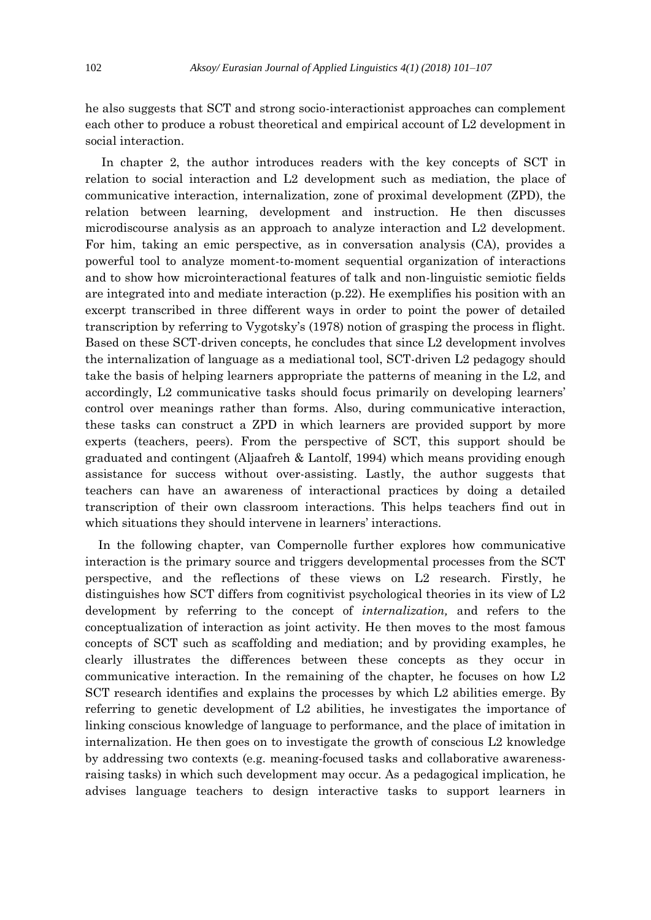he also suggests that SCT and strong socio-interactionist approaches can complement each other to produce a robust theoretical and empirical account of L2 development in social interaction.

In chapter 2, the author introduces readers with the key concepts of SCT in relation to social interaction and L2 development such as mediation, the place of communicative interaction, internalization, zone of proximal development (ZPD), the relation between learning, development and instruction. He then discusses microdiscourse analysis as an approach to analyze interaction and L2 development. For him, taking an emic perspective, as in conversation analysis (CA), provides a powerful tool to analyze moment-to-moment sequential organization of interactions and to show how microinteractional features of talk and non-linguistic semiotic fields are integrated into and mediate interaction (p.22). He exemplifies his position with an excerpt transcribed in three different ways in order to point the power of detailed transcription by referring to Vygotsky's (1978) notion of grasping the process in flight. Based on these SCT-driven concepts, he concludes that since L2 development involves the internalization of language as a mediational tool, SCT-driven L2 pedagogy should take the basis of helping learners appropriate the patterns of meaning in the L2, and accordingly, L2 communicative tasks should focus primarily on developing learners' control over meanings rather than forms. Also, during communicative interaction, these tasks can construct a ZPD in which learners are provided support by more experts (teachers, peers). From the perspective of SCT, this support should be graduated and contingent (Aljaafreh & Lantolf, 1994) which means providing enough assistance for success without over-assisting. Lastly, the author suggests that teachers can have an awareness of interactional practices by doing a detailed transcription of their own classroom interactions. This helps teachers find out in which situations they should intervene in learners' interactions.

In the following chapter, van Compernolle further explores how communicative interaction is the primary source and triggers developmental processes from the SCT perspective, and the reflections of these views on L2 research. Firstly, he distinguishes how SCT differs from cognitivist psychological theories in its view of L2 development by referring to the concept of *internalization,* and refers to the conceptualization of interaction as joint activity. He then moves to the most famous concepts of SCT such as scaffolding and mediation; and by providing examples, he clearly illustrates the differences between these concepts as they occur in communicative interaction. In the remaining of the chapter, he focuses on how L2 SCT research identifies and explains the processes by which L2 abilities emerge. By referring to genetic development of L2 abilities, he investigates the importance of linking conscious knowledge of language to performance, and the place of imitation in internalization. He then goes on to investigate the growth of conscious L2 knowledge by addressing two contexts (e.g. meaning-focused tasks and collaborative awareness-raising tasks) in which such development may occur. As a pedagogical implication, he advises language teachers to design interactive tasks to support learners in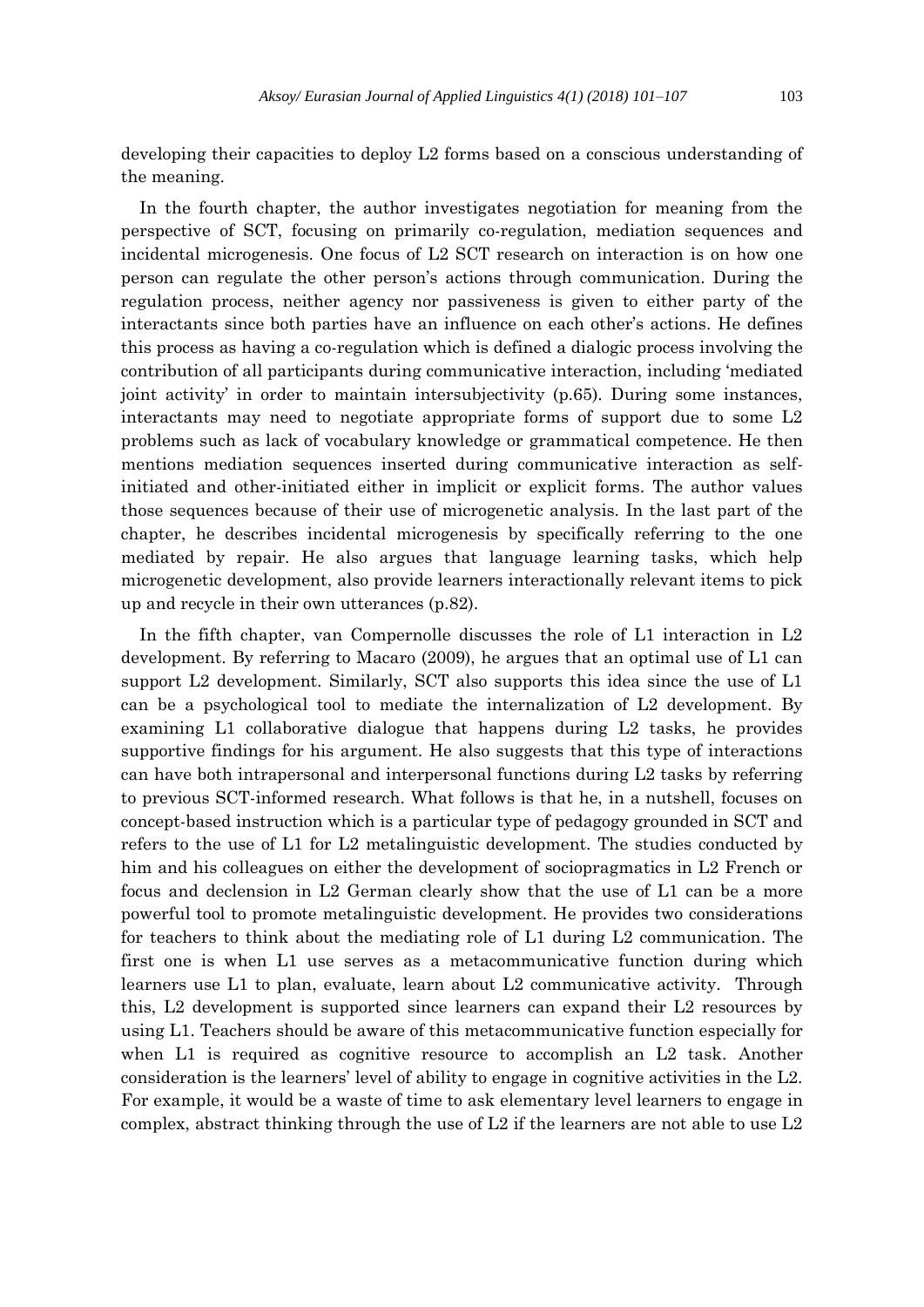developing their capacities to deploy L2 forms based on a conscious understanding of the meaning.

In the fourth chapter, the author investigates negotiation for meaning from the perspective of SCT, focusing on primarily co-regulation, mediation sequences and incidental microgenesis. One focus of L2 SCT research on interaction is on how one person can regulate the other person's actions through communication. During the regulation process, neither agency nor passiveness is given to either party of the interactants since both parties have an influence on each other's actions. He defines this process as having a co-regulation which is defined a dialogic process involving the contribution of all participants during communicative interaction, including 'mediated joint activity' in order to maintain intersubjectivity (p.65). During some instances, interactants may need to negotiate appropriate forms of support due to some L2 problems such as lack of vocabulary knowledge or grammatical competence. He then mentions mediation sequences inserted during communicative interaction as self-initiated and other-initiated either in implicit or explicit forms. The author values those sequences because of their use of microgenetic analysis. In the last part of the chapter, he describes incidental microgenesis by specifically referring to the one mediated by repair. He also argues that language learning tasks, which help microgenetic development, also provide learners interactionally relevant items to pick up and recycle in their own utterances (p.82).

In the fifth chapter, van Compernolle discusses the role of L1 interaction in L2 development. By referring to Macaro (2009), he argues that an optimal use of L1 can support L2 development. Similarly, SCT also supports this idea since the use of L1 can be a psychological tool to mediate the internalization of L2 development. By examining L1 collaborative dialogue that happens during L2 tasks, he provides supportive findings for his argument. He also suggests that this type of interactions can have both intrapersonal and interpersonal functions during L2 tasks by referring to previous SCT-informed research. What follows is that he, in a nutshell, focuses on concept-based instruction which is a particular type of pedagogy grounded in SCT and refers to the use of L1 for L2 metalinguistic development. The studies conducted by him and his colleagues on either the development of sociopragmatics in L2 French or focus and declension in L2 German clearly show that the use of L1 can be a more powerful tool to promote metalinguistic development. He provides two considerations for teachers to think about the mediating role of L1 during L2 communication. The first one is when L1 use serves as a metacommunicative function during which learners use L1 to plan, evaluate, learn about L2 communicative activity. Through this, L2 development is supported since learners can expand their L2 resources by using L1. Teachers should be aware of this metacommunicative function especially for when L1 is required as cognitive resource to accomplish an L2 task. Another consideration is the learners' level of ability to engage in cognitive activities in the L2. For example, it would be a waste of time to ask elementary level learners to engage in complex, abstract thinking through the use of L2 if the learners are not able to use L2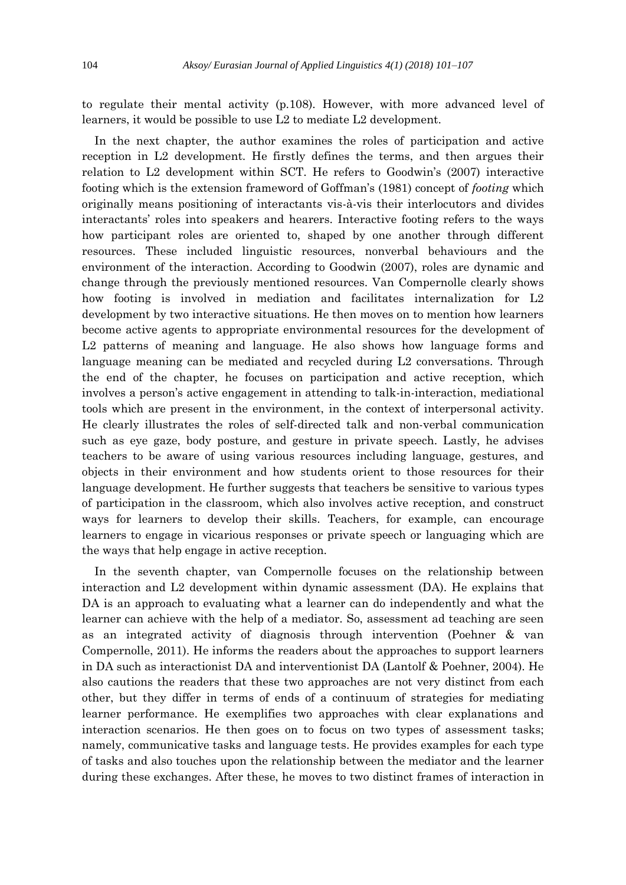to regulate their mental activity (p.108). However, with more advanced level of learners, it would be possible to use L2 to mediate L2 development.

In the next chapter, the author examines the roles of participation and active reception in L2 development. He firstly defines the terms, and then argues their relation to L2 development within SCT. He refers to Goodwin's (2007) interactive footing which is the extension frameword of Goffman's (1981) concept of *footing* which originally means positioning of interactants vis-à-vis their interlocutors and divides interactants' roles into speakers and hearers. Interactive footing refers to the ways how participant roles are oriented to, shaped by one another through different resources. These included linguistic resources, nonverbal behaviours and the environment of the interaction. According to Goodwin (2007), roles are dynamic and change through the previously mentioned resources. Van Compernolle clearly shows how footing is involved in mediation and facilitates internalization for L2 development by two interactive situations. He then moves on to mention how learners become active agents to appropriate environmental resources for the development of L2 patterns of meaning and language. He also shows how language forms and language meaning can be mediated and recycled during L2 conversations. Through the end of the chapter, he focuses on participation and active reception, which involves a person's active engagement in attending to talk-in-interaction, mediational tools which are present in the environment, in the context of interpersonal activity. He clearly illustrates the roles of self-directed talk and non-verbal communication such as eye gaze, body posture, and gesture in private speech. Lastly, he advises teachers to be aware of using various resources including language, gestures, and objects in their environment and how students orient to those resources for their language development. He further suggests that teachers be sensitive to various types of participation in the classroom, which also involves active reception, and construct ways for learners to develop their skills. Teachers, for example, can encourage learners to engage in vicarious responses or private speech or languaging which are the ways that help engage in active reception.

In the seventh chapter, van Compernolle focuses on the relationship between interaction and L2 development within dynamic assessment (DA). He explains that DA is an approach to evaluating what a learner can do independently and what the learner can achieve with the help of a mediator. So, assessment ad teaching are seen as an integrated activity of diagnosis through intervention (Poehner & van Compernolle, 2011). He informs the readers about the approaches to support learners in DA such as interactionist DA and interventionist DA (Lantolf & Poehner, 2004). He also cautions the readers that these two approaches are not very distinct from each other, but they differ in terms of ends of a continuum of strategies for mediating learner performance. He exemplifies two approaches with clear explanations and interaction scenarios. He then goes on to focus on two types of assessment tasks; namely, communicative tasks and language tests. He provides examples for each type of tasks and also touches upon the relationship between the mediator and the learner during these exchanges. After these, he moves to two distinct frames of interaction in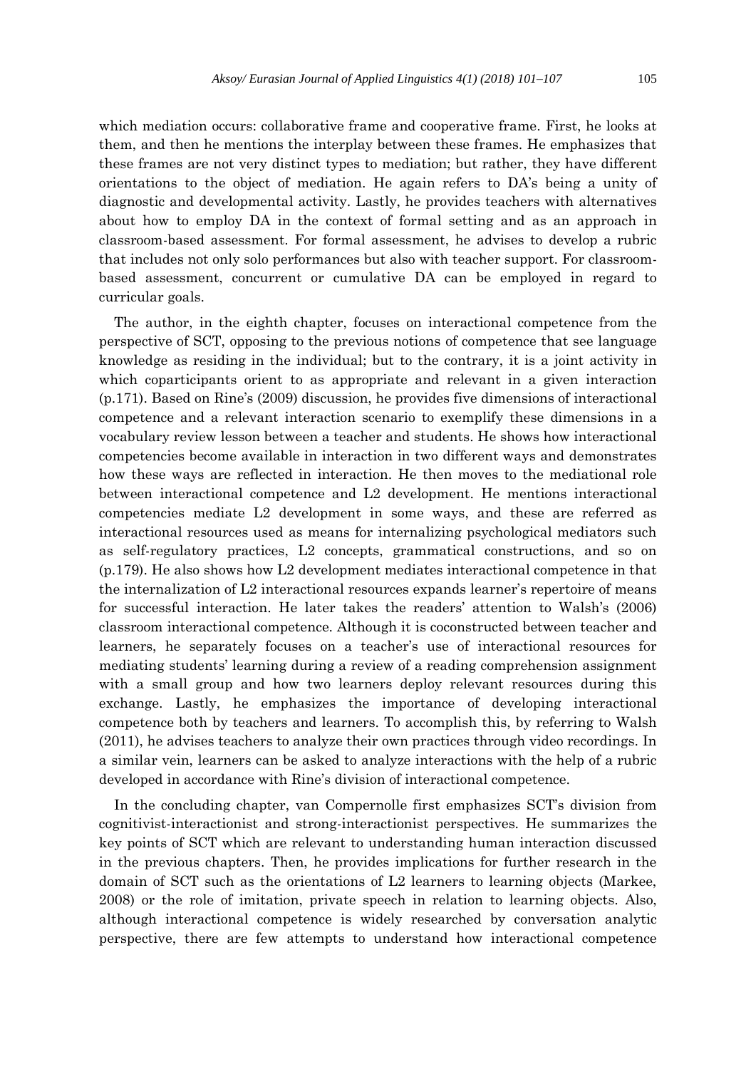which mediation occurs: collaborative frame and cooperative frame. First, he looks at them, and then he mentions the interplay between these frames. He emphasizes that these frames are not very distinct types to mediation; but rather, they have different orientations to the object of mediation. He again refers to DA's being a unity of diagnostic and developmental activity. Lastly, he provides teachers with alternatives about how to employ DA in the context of formal setting and as an approach in classroom-based assessment. For formal assessment, he advises to develop a rubric that includes not only solo performances but also with teacher support. For classroom-based assessment, concurrent or cumulative DA can be employed in regard to curricular goals.

The author, in the eighth chapter, focuses on interactional competence from the perspective of SCT, opposing to the previous notions of competence that see language knowledge as residing in the individual; but to the contrary, it is a joint activity in which coparticipants orient to as appropriate and relevant in a given interaction (p.171). Based on Rine's (2009) discussion, he provides five dimensions of interactional competence and a relevant interaction scenario to exemplify these dimensions in a vocabulary review lesson between a teacher and students. He shows how interactional competencies become available in interaction in two different ways and demonstrates how these ways are reflected in interaction. He then moves to the mediational role between interactional competence and L2 development. He mentions interactional competencies mediate L2 development in some ways, and these are referred as interactional resources used as means for internalizing psychological mediators such as self-regulatory practices, L2 concepts, grammatical constructions, and so on (p.179). He also shows how L2 development mediates interactional competence in that the internalization of L2 interactional resources expands learner's repertoire of means for successful interaction. He later takes the readers' attention to Walsh's (2006) classroom interactional competence. Although it is coconstructed between teacher and learners, he separately focuses on a teacher's use of interactional resources for mediating students' learning during a review of a reading comprehension assignment with a small group and how two learners deploy relevant resources during this exchange. Lastly, he emphasizes the importance of developing interactional competence both by teachers and learners. To accomplish this, by referring to Walsh (2011), he advises teachers to analyze their own practices through video recordings. In a similar vein, learners can be asked to analyze interactions with the help of a rubric developed in accordance with Rine's division of interactional competence.

In the concluding chapter, van Compernolle first emphasizes SCT's division from cognitivist-interactionist and strong-interactionist perspectives. He summarizes the key points of SCT which are relevant to understanding human interaction discussed in the previous chapters. Then, he provides implications for further research in the domain of SCT such as the orientations of L2 learners to learning objects (Markee, 2008) or the role of imitation, private speech in relation to learning objects. Also, although interactional competence is widely researched by conversation analytic perspective, there are few attempts to understand how interactional competence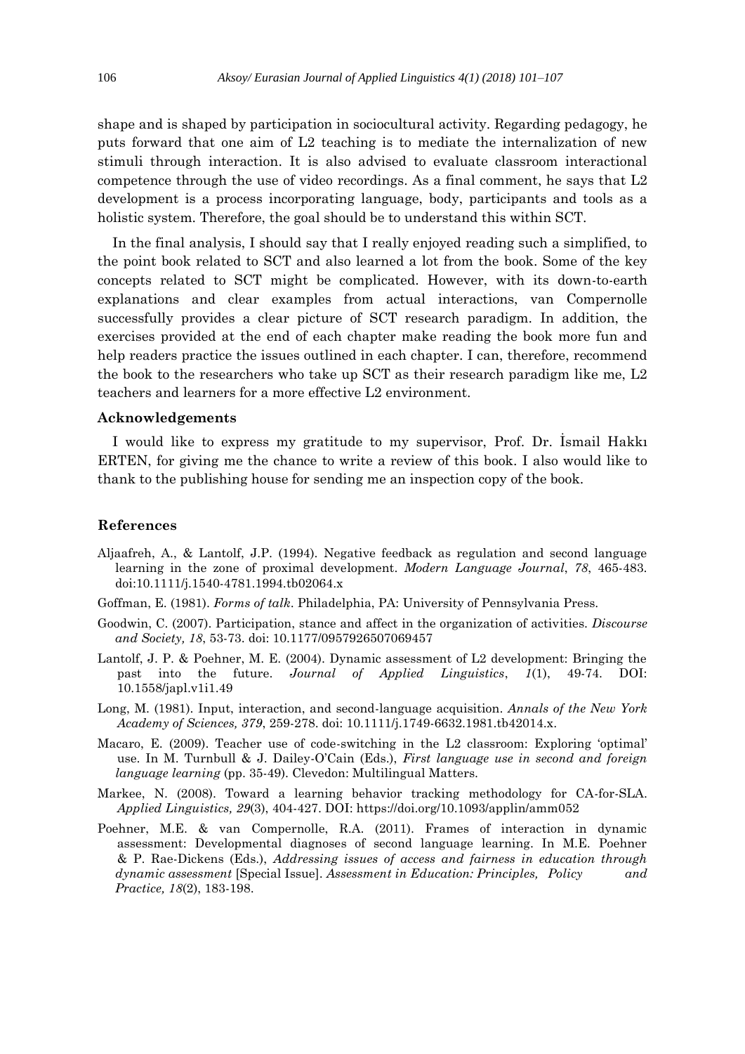shape and is shaped by participation in sociocultural activity. Regarding pedagogy, he puts forward that one aim of L2 teaching is to mediate the internalization of new stimuli through interaction. It is also advised to evaluate classroom interactional competence through the use of video recordings. As a final comment, he says that L2 development is a process incorporating language, body, participants and tools as a holistic system. Therefore, the goal should be to understand this within SCT.

In the final analysis, I should say that I really enjoyed reading such a simplified, to the point book related to SCT and also learned a lot from the book. Some of the key concepts related to SCT might be complicated. However, with its down-to-earth explanations and clear examples from actual interactions, van Compernolle successfully provides a clear picture of SCT research paradigm. In addition, the exercises provided at the end of each chapter make reading the book more fun and help readers practice the issues outlined in each chapter. I can, therefore, recommend the book to the researchers who take up SCT as their research paradigm like me, L2 teachers and learners for a more effective L2 environment.

### Acknowledgements

I would like to express my gratitude to my supervisor, Prof. Dr. İsmail Hakkı ERTEN, for giving me the chance to write a review of this book. I also would like to thank to the publishing house for sending me an inspection copy of the book.

### References

Aljaafreh, A., & Lantolf, J.P. (1994). Negative feedback as regulation and second language learning in the zone of proximal development. *Modern Language Journal*, *78*, 465-483. doi:10.1111/j.1540-4781.1994.tb02064.x

Goffman, E. (1981). *Forms of talk*. Philadelphia, PA: University of Pennsylvania Press.

Goodwin, C. (2007). Participation, stance and affect in the organization of activities. *Discourse and Society, 18*, 53-73. doi: 10.1177/0957926507069457

Lantolf, J. P. & Poehner, M. E. (2004). Dynamic assessment of L2 development: Bringing the past into the future. *Journal of Applied Linguistics*, *1*(1), 49-74. DOI: 10.1558/japl.v1i1.49

Long, M. (1981). Input, interaction, and second-language acquisition. *Annals of the New York Academy of Sciences, 379*, 259-278. doi: 10.1111/j.1749-6632.1981.tb42014.x.

Macaro, E. (2009). Teacher use of code-switching in the L2 classroom: Exploring 'optimal' use. In M. Turnbull & J. Dailey-O'Cain (Eds.), *First language use in second and foreign language learning* (pp. 35-49). Clevedon: Multilingual Matters.

Markee, N. (2008). Toward a learning behavior tracking methodology for CA-for-SLA. *Applied Linguistics, 29*(3), 404-427. DOI: https://doi.org/10.1093/applin/amm052

Poehner, M.E. & van Compernolle, R.A. (2011). Frames of interaction in dynamic assessment: Developmental diagnoses of second language learning. In M.E. Poehner & P. Rae-Dickens (Eds.), *Addressing issues of access and fairness in education through dynamic assessment* [Special Issue]. *Assessment in Education: Principles, Policy and Practice, 18*(2), 183-198.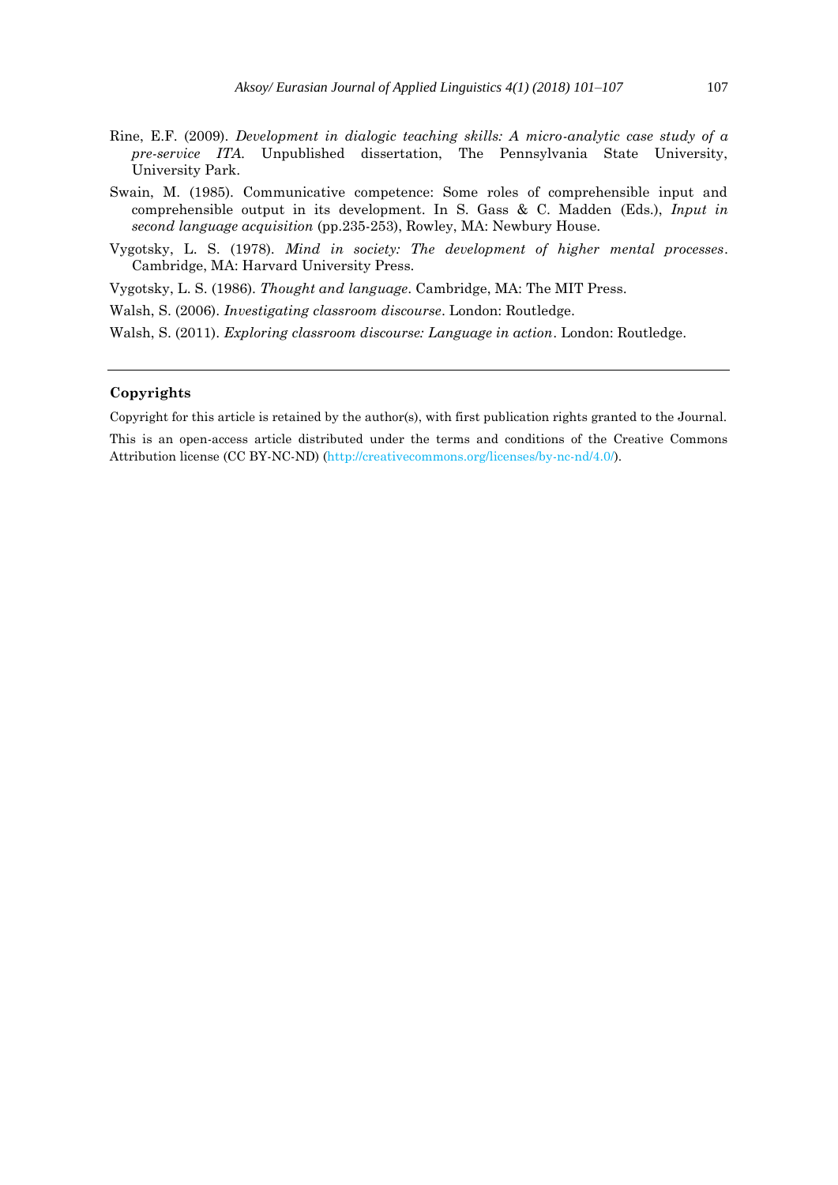Rine, E.F. (2009). *Development in dialogic teaching skills: A micro-analytic case study of a pre-service ITA.* Unpublished dissertation, The Pennsylvania State University, University Park.

Swain, M. (1985). Communicative competence: Some roles of comprehensible input and comprehensible output in its development. In S. Gass & C. Madden (Eds.), *Input in second language acquisition* (pp.235-253), Rowley, MA: Newbury House.

Vygotsky, L. S. (1978). *Mind in society: The development of higher mental processes*. Cambridge, MA: Harvard University Press.

Vygotsky, L. S. (1986). *Thought and language*. Cambridge, MA: The MIT Press.

Walsh, S. (2006). *Investigating classroom discourse*. London: Routledge.

Walsh, S. (2011). *Exploring classroom discourse: Language in action*. London: Routledge.

---

**Copyrights**

Copyright for this article is retained by the author(s), with first publication rights granted to the Journal.

This is an open-access article distributed under the terms and conditions of the Creative Commons Attribution license (CC BY-NC-ND) (http://creativecommons.org/licenses/by-nc-nd/4.0/).